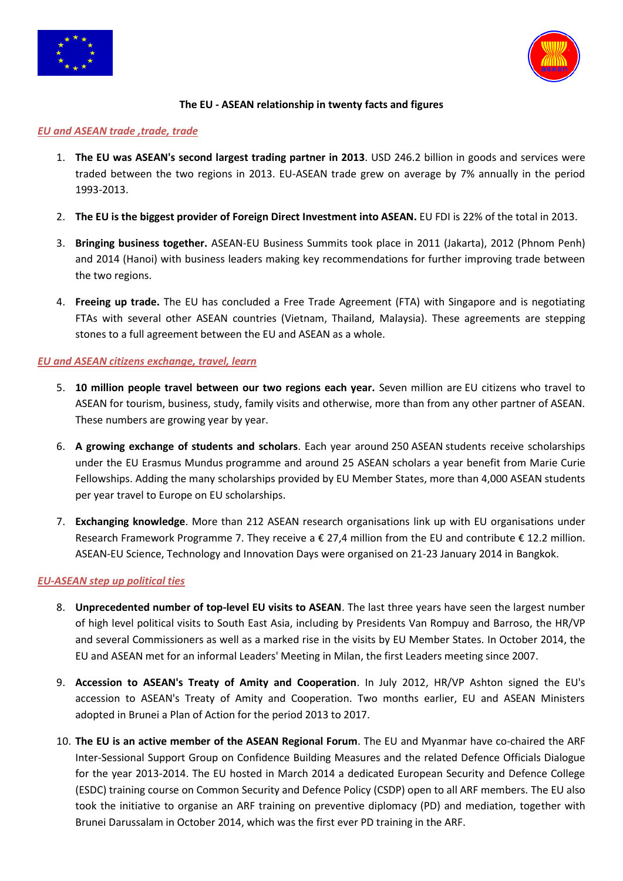**The EU - ASEAN relationship in twenty facts and figures**

***EU and ASEAN trade ,trade, trade***

1. **The EU was ASEAN's second largest trading partner in 2013**. USD 246.2 billion in goods and services were traded between the two regions in 2013. EU-ASEAN trade grew on average by 7% annually in the period 1993-2013.

2. **The EU is the biggest provider of Foreign Direct Investment into ASEAN.** EU FDI is 22% of the total in 2013.

3. **Bringing business together.** ASEAN-EU Business Summits took place in 2011 (Jakarta), 2012 (Phnom Penh) and 2014 (Hanoi) with business leaders making key recommendations for further improving trade between the two regions.

4. **Freeing up trade.** The EU has concluded a Free Trade Agreement (FTA) with Singapore and is negotiating FTAs with several other ASEAN countries (Vietnam, Thailand, Malaysia). These agreements are stepping stones to a full agreement between the EU and ASEAN as a whole.

***EU and ASEAN citizens exchange, travel, learn***

5. **10 million people travel between our two regions each year.** Seven million are EU citizens who travel to ASEAN for tourism, business, study, family visits and otherwise, more than from any other partner of ASEAN. These numbers are growing year by year.

6. **A growing exchange of students and scholars**. Each year around 250 ASEAN students receive scholarships under the EU Erasmus Mundus programme and around 25 ASEAN scholars a year benefit from Marie Curie Fellowships. Adding the many scholarships provided by EU Member States, more than 4,000 ASEAN students per year travel to Europe on EU scholarships.

7. **Exchanging knowledge**. More than 212 ASEAN research organisations link up with EU organisations under Research Framework Programme 7. They receive a € 27,4 million from the EU and contribute € 12.2 million. ASEAN-EU Science, Technology and Innovation Days were organised on 21-23 January 2014 in Bangkok.

***EU-ASEAN step up political ties***

8. **Unprecedented number of top-level EU visits to ASEAN**. The last three years have seen the largest number of high level political visits to South East Asia, including by Presidents Van Rompuy and Barroso, the HR/VP and several Commissioners as well as a marked rise in the visits by EU Member States. In October 2014, the EU and ASEAN met for an informal Leaders' Meeting in Milan, the first Leaders meeting since 2007.

9. **Accession to ASEAN's Treaty of Amity and Cooperation**. In July 2012, HR/VP Ashton signed the EU's accession to ASEAN's Treaty of Amity and Cooperation. Two months earlier, EU and ASEAN Ministers adopted in Brunei a Plan of Action for the period 2013 to 2017.

10. **The EU is an active member of the ASEAN Regional Forum**. The EU and Myanmar have co-chaired the ARF Inter-Sessional Support Group on Confidence Building Measures and the related Defence Officials Dialogue for the year 2013-2014. The EU hosted in March 2014 a dedicated European Security and Defence College (ESDC) training course on Common Security and Defence Policy (CSDP) open to all ARF members. The EU also took the initiative to organise an ARF training on preventive diplomacy (PD) and mediation, together with Brunei Darussalam in October 2014, which was the first ever PD training in the ARF.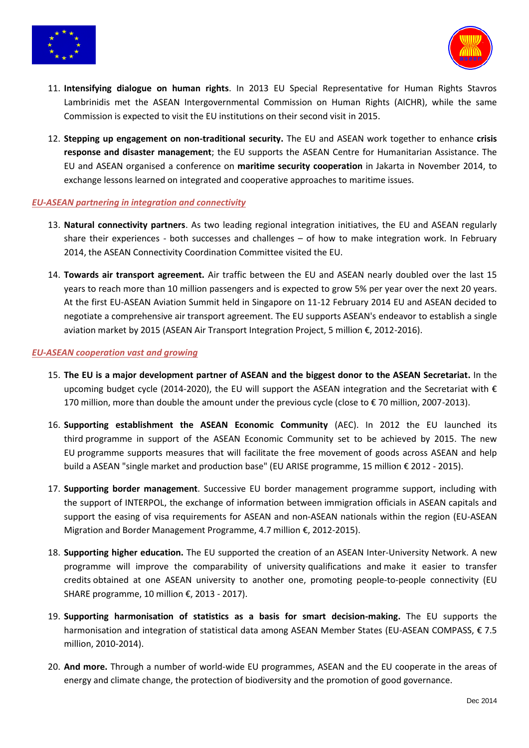11. **Intensifying dialogue on human rights**. In 2013 EU Special Representative for Human Rights Stavros Lambrinidis met the ASEAN Intergovernmental Commission on Human Rights (AICHR), while the same Commission is expected to visit the EU institutions on their second visit in 2015.

12. **Stepping up engagement on non-traditional security.** The EU and ASEAN work together to enhance **crisis response and disaster management**; the EU supports the ASEAN Centre for Humanitarian Assistance. The EU and ASEAN organised a conference on **maritime security cooperation** in Jakarta in November 2014, to exchange lessons learned on integrated and cooperative approaches to maritime issues.

***EU-ASEAN partnering in integration and connectivity***

13. **Natural connectivity partners**. As two leading regional integration initiatives, the EU and ASEAN regularly share their experiences - both successes and challenges – of how to make integration work. In February 2014, the ASEAN Connectivity Coordination Committee visited the EU.

14. **Towards air transport agreement.** Air traffic between the EU and ASEAN nearly doubled over the last 15 years to reach more than 10 million passengers and is expected to grow 5% per year over the next 20 years. At the first EU-ASEAN Aviation Summit held in Singapore on 11-12 February 2014 EU and ASEAN decided to negotiate a comprehensive air transport agreement. The EU supports ASEAN's endeavor to establish a single aviation market by 2015 (ASEAN Air Transport Integration Project, 5 million €, 2012-2016).

***EU-ASEAN cooperation vast and growing***

15. **The EU is a major development partner of ASEAN and the biggest donor to the ASEAN Secretariat.** In the upcoming budget cycle (2014-2020), the EU will support the ASEAN integration and the Secretariat with € 170 million, more than double the amount under the previous cycle (close to € 70 million, 2007-2013).

16. **Supporting establishment the ASEAN Economic Community** (AEC). In 2012 the EU launched its third programme in support of the ASEAN Economic Community set to be achieved by 2015. The new EU programme supports measures that will facilitate the free movement of goods across ASEAN and help build a ASEAN "single market and production base" (EU ARISE programme, 15 million € 2012 - 2015).

17. **Supporting border management**. Successive EU border management programme support, including with the support of INTERPOL, the exchange of information between immigration officials in ASEAN capitals and support the easing of visa requirements for ASEAN and non-ASEAN nationals within the region (EU-ASEAN Migration and Border Management Programme, 4.7 million €, 2012-2015).

18. **Supporting higher education.** The EU supported the creation of an ASEAN Inter-University Network. A new programme will improve the comparability of university qualifications and make it easier to transfer credits obtained at one ASEAN university to another one, promoting people-to-people connectivity (EU SHARE programme, 10 million €, 2013 - 2017).

19. **Supporting harmonisation of statistics as a basis for smart decision-making.** The EU supports the harmonisation and integration of statistical data among ASEAN Member States (EU-ASEAN COMPASS, € 7.5 million, 2010-2014).

20. **And more.** Through a number of world-wide EU programmes, ASEAN and the EU cooperate in the areas of energy and climate change, the protection of biodiversity and the promotion of good governance.

Dec 2014